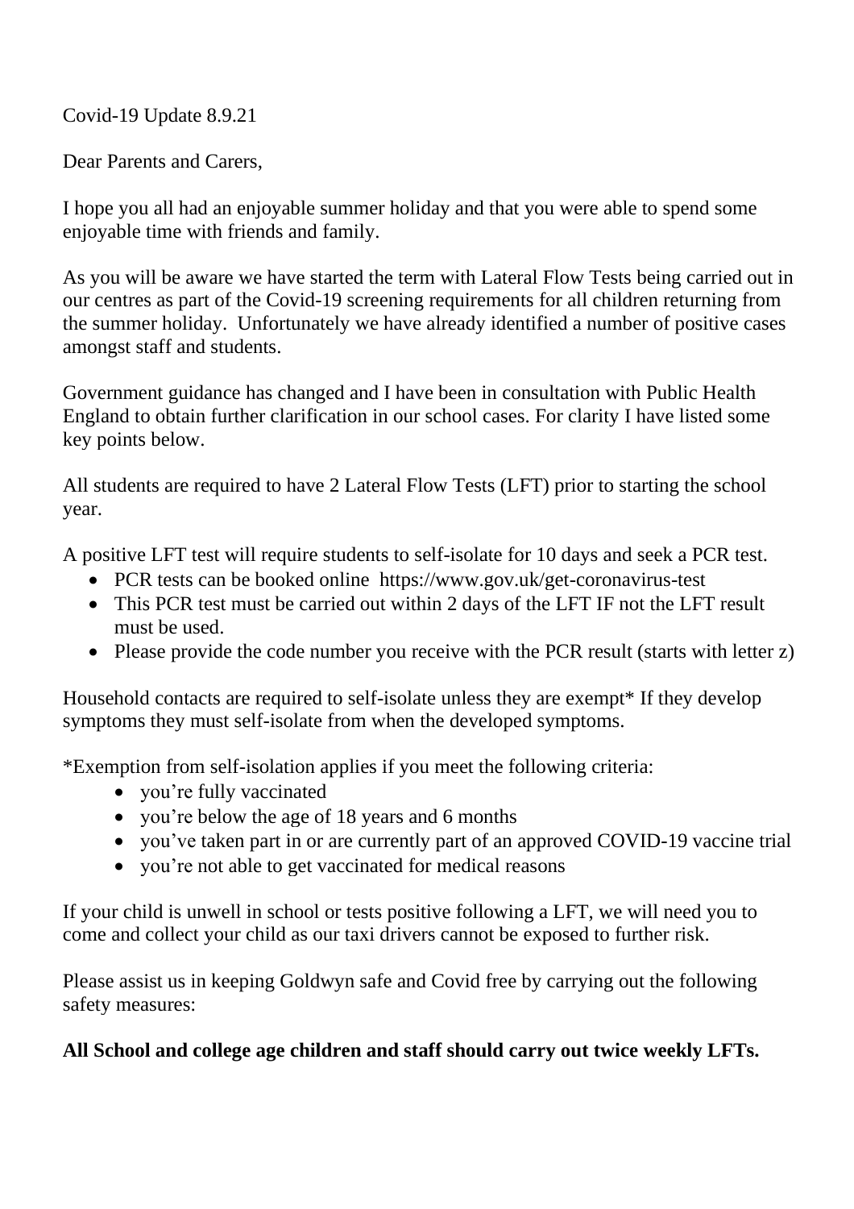Covid-19 Update 8.9.21

Dear Parents and Carers,

I hope you all had an enjoyable summer holiday and that you were able to spend some enjoyable time with friends and family.

As you will be aware we have started the term with Lateral Flow Tests being carried out in our centres as part of the Covid-19 screening requirements for all children returning from the summer holiday. Unfortunately we have already identified a number of positive cases amongst staff and students.

Government guidance has changed and I have been in consultation with Public Health England to obtain further clarification in our school cases. For clarity I have listed some key points below.

All students are required to have 2 Lateral Flow Tests (LFT) prior to starting the school year.

A positive LFT test will require students to self-isolate for 10 days and seek a PCR test.

- PCR tests can be booked online https://www.gov.uk/get-coronavirus-test
- This PCR test must be carried out within 2 days of the LFT IF not the LFT result must be used.
- Please provide the code number you receive with the PCR result (starts with letter z)

Household contacts are required to self-isolate unless they are exempt* If they develop symptoms they must self-isolate from when the developed symptoms.

*Exemption from self-isolation applies if you meet the following criteria:

- you're fully vaccinated
- you're below the age of 18 years and 6 months
- you've taken part in or are currently part of an approved COVID-19 vaccine trial
- you're not able to get vaccinated for medical reasons

If your child is unwell in school or tests positive following a LFT, we will need you to come and collect your child as our taxi drivers cannot be exposed to further risk.

Please assist us in keeping Goldwyn safe and Covid free by carrying out the following safety measures:

**All School and college age children and staff should carry out twice weekly LFTs.**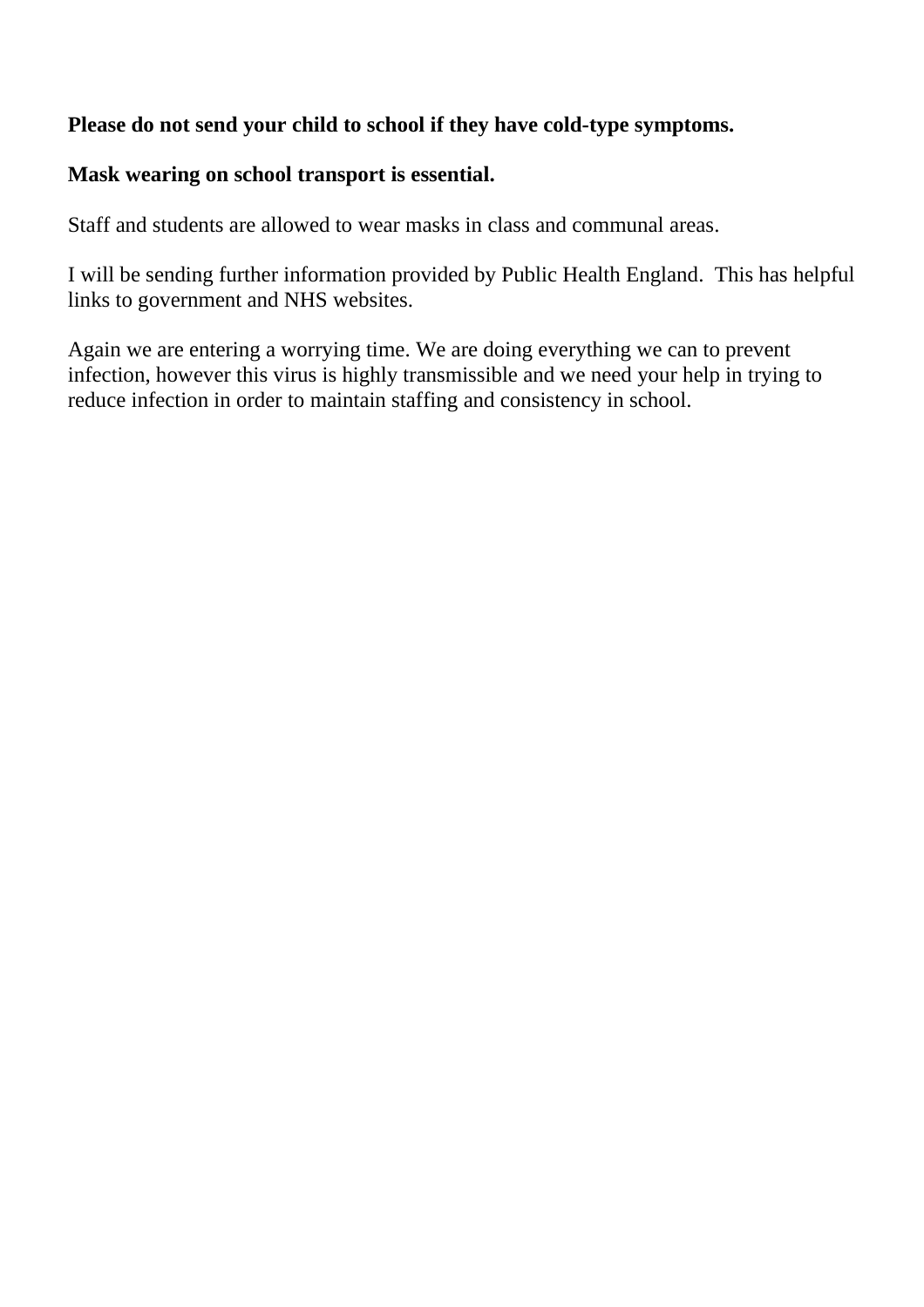**Please do not send your child to school if they have cold-type symptoms.**

**Mask wearing on school transport is essential.**

Staff and students are allowed to wear masks in class and communal areas.

I will be sending further information provided by Public Health England. This has helpful links to government and NHS websites.

Again we are entering a worrying time. We are doing everything we can to prevent infection, however this virus is highly transmissible and we need your help in trying to reduce infection in order to maintain staffing and consistency in school.